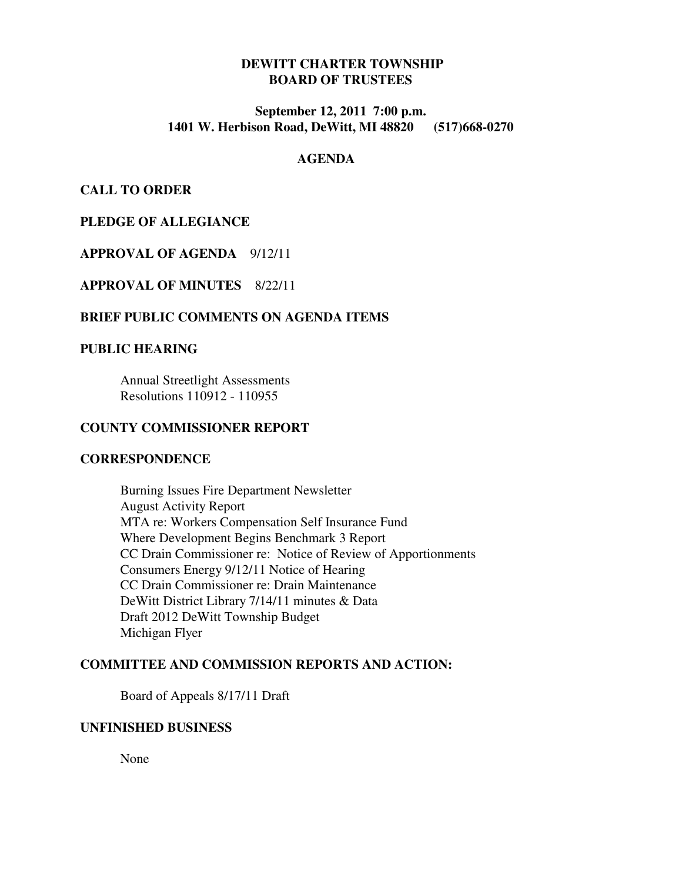# DEWITT CHARTER TOWNSHIP
# BOARD OF TRUSTEES

**September 12, 2011 7:00 p.m.**
**1401 W. Herbison Road, DeWitt, MI 48820 (517)668-0270**

## AGENDA

**CALL TO ORDER**

**PLEDGE OF ALLEGIANCE**

**APPROVAL OF AGENDA** 9/12/11

**APPROVAL OF MINUTES** 8/22/11

**BRIEF PUBLIC COMMENTS ON AGENDA ITEMS**

**PUBLIC HEARING**

Annual Streetlight Assessments
Resolutions 110912 - 110955

**COUNTY COMMISSIONER REPORT**

**CORRESPONDENCE**

Burning Issues Fire Department Newsletter
August Activity Report
MTA re: Workers Compensation Self Insurance Fund
Where Development Begins Benchmark 3 Report
CC Drain Commissioner re: Notice of Review of Apportionments
Consumers Energy 9/12/11 Notice of Hearing
CC Drain Commissioner re: Drain Maintenance
DeWitt District Library 7/14/11 minutes & Data
Draft 2012 DeWitt Township Budget
Michigan Flyer

**COMMITTEE AND COMMISSION REPORTS AND ACTION:**

Board of Appeals 8/17/11 Draft

**UNFINISHED BUSINESS**

None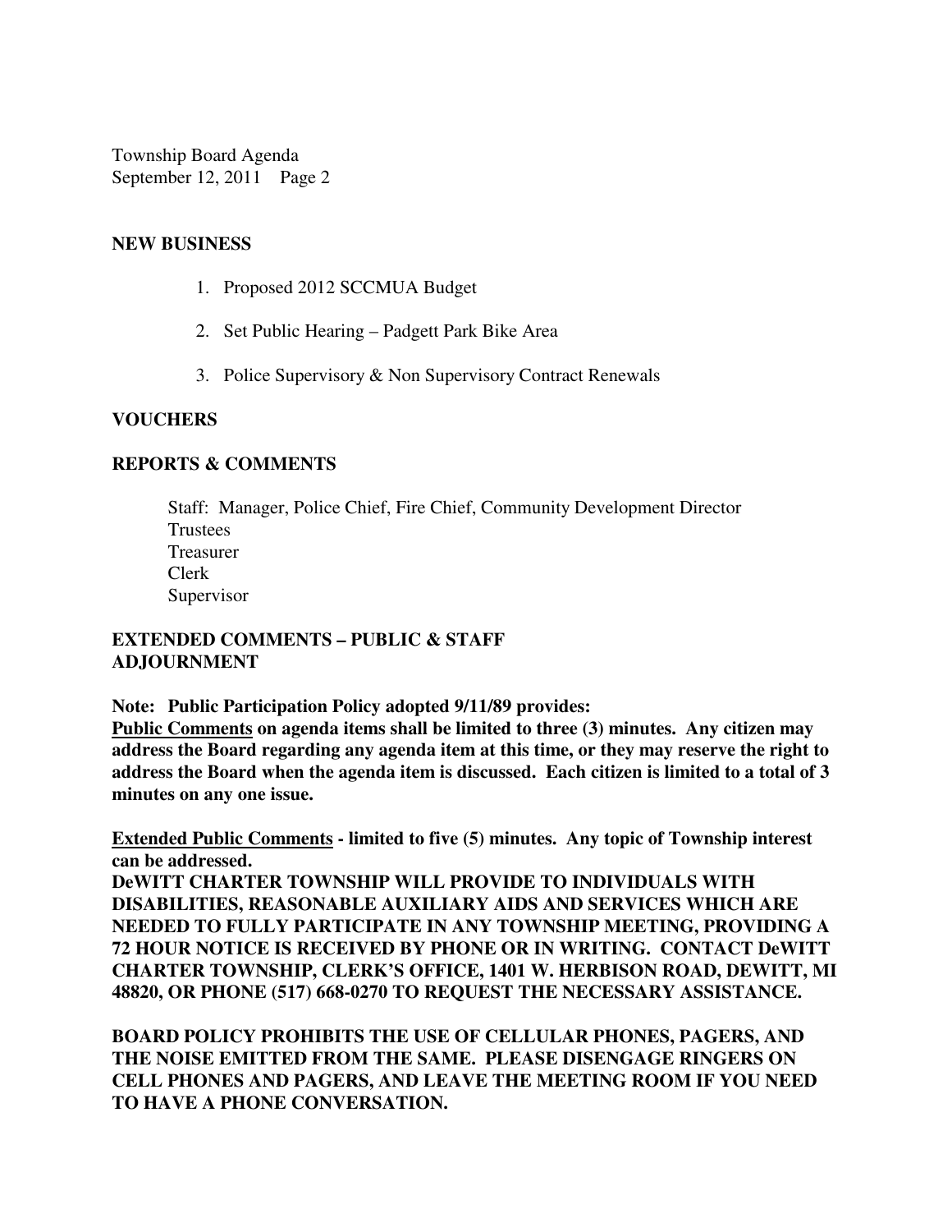**NEW BUSINESS**

1. Proposed 2012 SCCMUA Budget
2. Set Public Hearing – Padgett Park Bike Area
3. Police Supervisory & Non Supervisory Contract Renewals

**VOUCHERS**

**REPORTS & COMMENTS**

Staff: Manager, Police Chief, Fire Chief, Community Development Director
Trustees
Treasurer
Clerk
Supervisor

**EXTENDED COMMENTS – PUBLIC & STAFF**
**ADJOURNMENT**

**Note: Public Participation Policy adopted 9/11/89 provides:**
**<u>Public Comments</u> on agenda items shall be limited to three (3) minutes. Any citizen may address the Board regarding any agenda item at this time, or they may reserve the right to address the Board when the agenda item is discussed. Each citizen is limited to a total of 3 minutes on any one issue.**

**<u>Extended Public Comments</u> - limited to five (5) minutes. Any topic of Township interest can be addressed.**
**DeWITT CHARTER TOWNSHIP WILL PROVIDE TO INDIVIDUALS WITH DISABILITIES, REASONABLE AUXILIARY AIDS AND SERVICES WHICH ARE NEEDED TO FULLY PARTICIPATE IN ANY TOWNSHIP MEETING, PROVIDING A 72 HOUR NOTICE IS RECEIVED BY PHONE OR IN WRITING. CONTACT DeWITT CHARTER TOWNSHIP, CLERK'S OFFICE, 1401 W. HERBISON ROAD, DEWITT, MI 48820, OR PHONE (517) 668-0270 TO REQUEST THE NECESSARY ASSISTANCE.**

**BOARD POLICY PROHIBITS THE USE OF CELLULAR PHONES, PAGERS, AND THE NOISE EMITTED FROM THE SAME. PLEASE DISENGAGE RINGERS ON CELL PHONES AND PAGERS, AND LEAVE THE MEETING ROOM IF YOU NEED TO HAVE A PHONE CONVERSATION.**